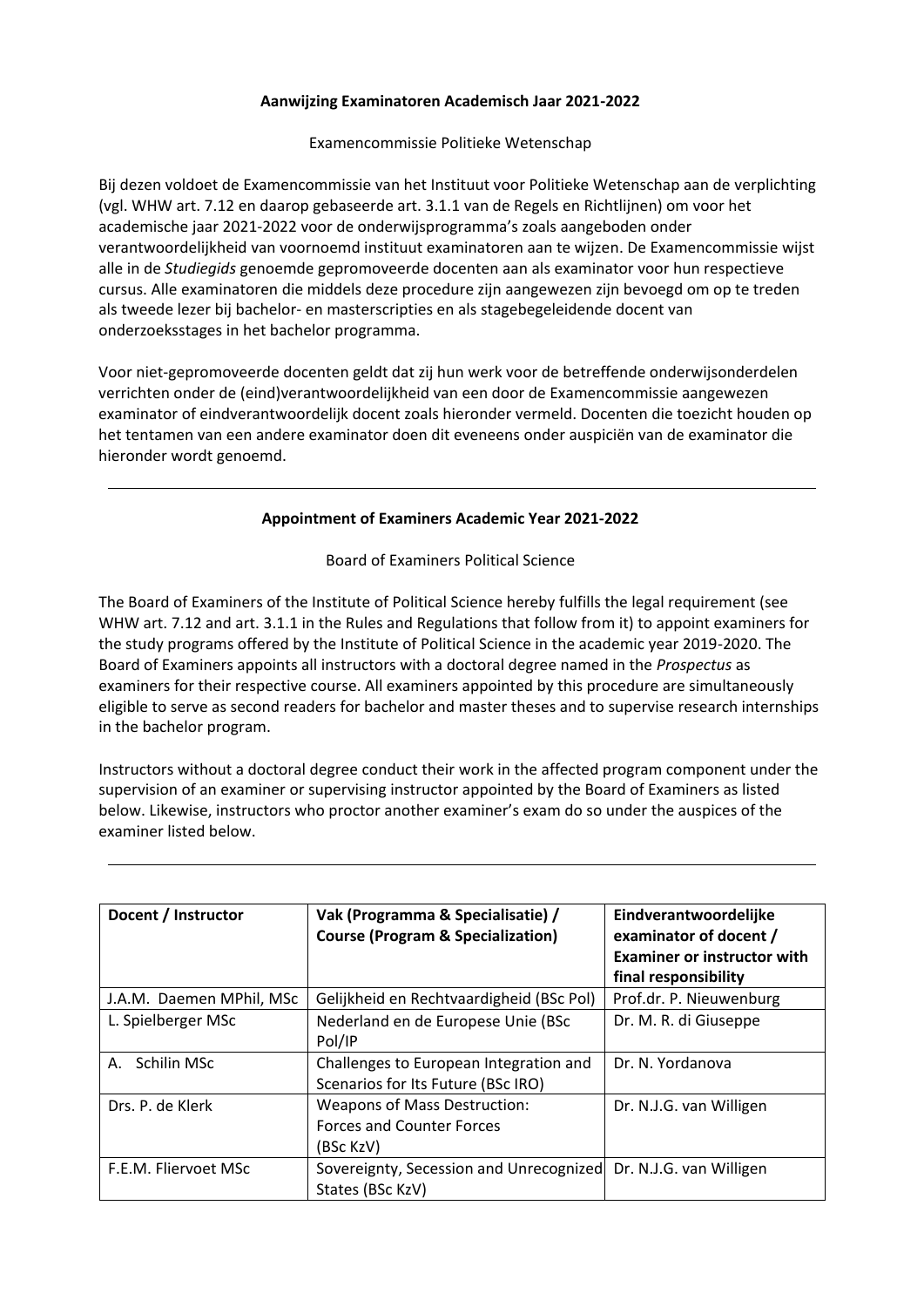**Aanwijzing Examinatoren Academisch Jaar 2021-2022**

Examencommissie Politieke Wetenschap

Bij dezen voldoet de Examencommissie van het Instituut voor Politieke Wetenschap aan de verplichting (vgl. WHW art. 7.12 en daarop gebaseerde art. 3.1.1 van de Regels en Richtlijnen) om voor het academische jaar 2021-2022 voor de onderwijsprogramma's zoals aangeboden onder verantwoordelijkheid van voornoemd instituut examinatoren aan te wijzen. De Examencommissie wijst alle in de *Studiegids* genoemde gepromoveerde docenten aan als examinator voor hun respectieve cursus. Alle examinatoren die middels deze procedure zijn aangewezen zijn bevoegd om op te treden als tweede lezer bij bachelor- en masterscripties en als stagebegeleidende docent van onderzoeksstages in het bachelor programma.

Voor niet-gepromoveerde docenten geldt dat zij hun werk voor de betreffende onderwijsonderdelen verrichten onder de (eind)verantwoordelijkheid van een door de Examencommissie aangewezen examinator of eindverantwoordelijk docent zoals hieronder vermeld. Docenten die toezicht houden op het tentamen van een andere examinator doen dit eveneens onder auspiciën van de examinator die hieronder wordt genoemd.

---

**Appointment of Examiners Academic Year 2021-2022**

Board of Examiners Political Science

The Board of Examiners of the Institute of Political Science hereby fulfills the legal requirement (see WHW art. 7.12 and art. 3.1.1 in the Rules and Regulations that follow from it) to appoint examiners for the study programs offered by the Institute of Political Science in the academic year 2019-2020. The Board of Examiners appoints all instructors with a doctoral degree named in the *Prospectus* as examiners for their respective course. All examiners appointed by this procedure are simultaneously eligible to serve as second readers for bachelor and master theses and to supervise research internships in the bachelor program.

Instructors without a doctoral degree conduct their work in the affected program component under the supervision of an examiner or supervising instructor appointed by the Board of Examiners as listed below. Likewise, instructors who proctor another examiner's exam do so under the auspices of the examiner listed below.

---

| **Docent / Instructor** | **Vak (Programma & Specialisatie) / Course (Program & Specialization)** | **Eindverantwoordelijke examinator of docent / Examiner or instructor with final responsibility** |
|---|---|---|
| J.A.M. Daemen MPhil, MSc | Gelijkheid en Rechtvaardigheid (BSc Pol) | Prof.dr. P. Nieuwenburg |
| L. Spielberger MSc | Nederland en de Europese Unie (BSc Pol/IP | Dr. M. R. di Giuseppe |
| A. Schilin MSc | Challenges to European Integration and Scenarios for Its Future (BSc IRO) | Dr. N. Yordanova |
| Drs. P. de Klerk | Weapons of Mass Destruction: Forces and Counter Forces (BSc KzV) | Dr. N.J.G. van Willigen |
| F.E.M. Fliervoet MSc | Sovereignty, Secession and Unrecognized States (BSc KzV) | Dr. N.J.G. van Willigen |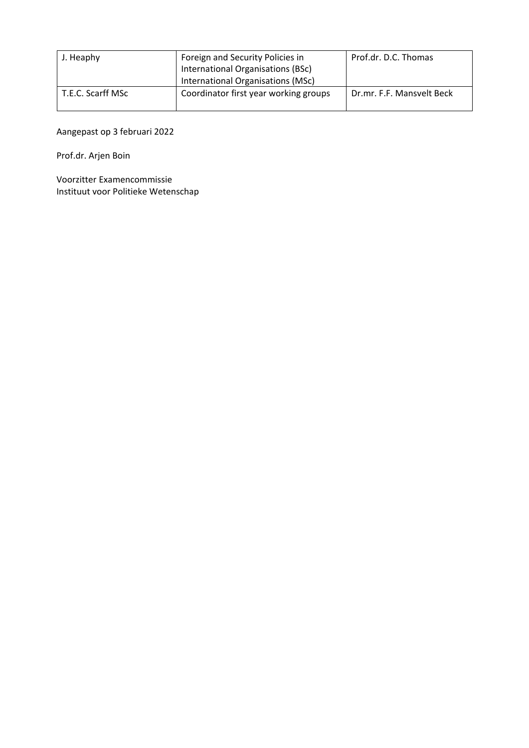| | | |
|---|---|---|
| J. Heaphy | Foreign and Security Policies in International Organisations (BSc) International Organisations (MSc) | Prof.dr. D.C. Thomas |
| T.E.C. Scarff MSc | Coordinator first year working groups | Dr.mr. F.F. Mansvelt Beck |

Aangepast op 3 februari 2022

Prof.dr. Arjen Boin

Voorzitter Examencommissie
Instituut voor Politieke Wetenschap